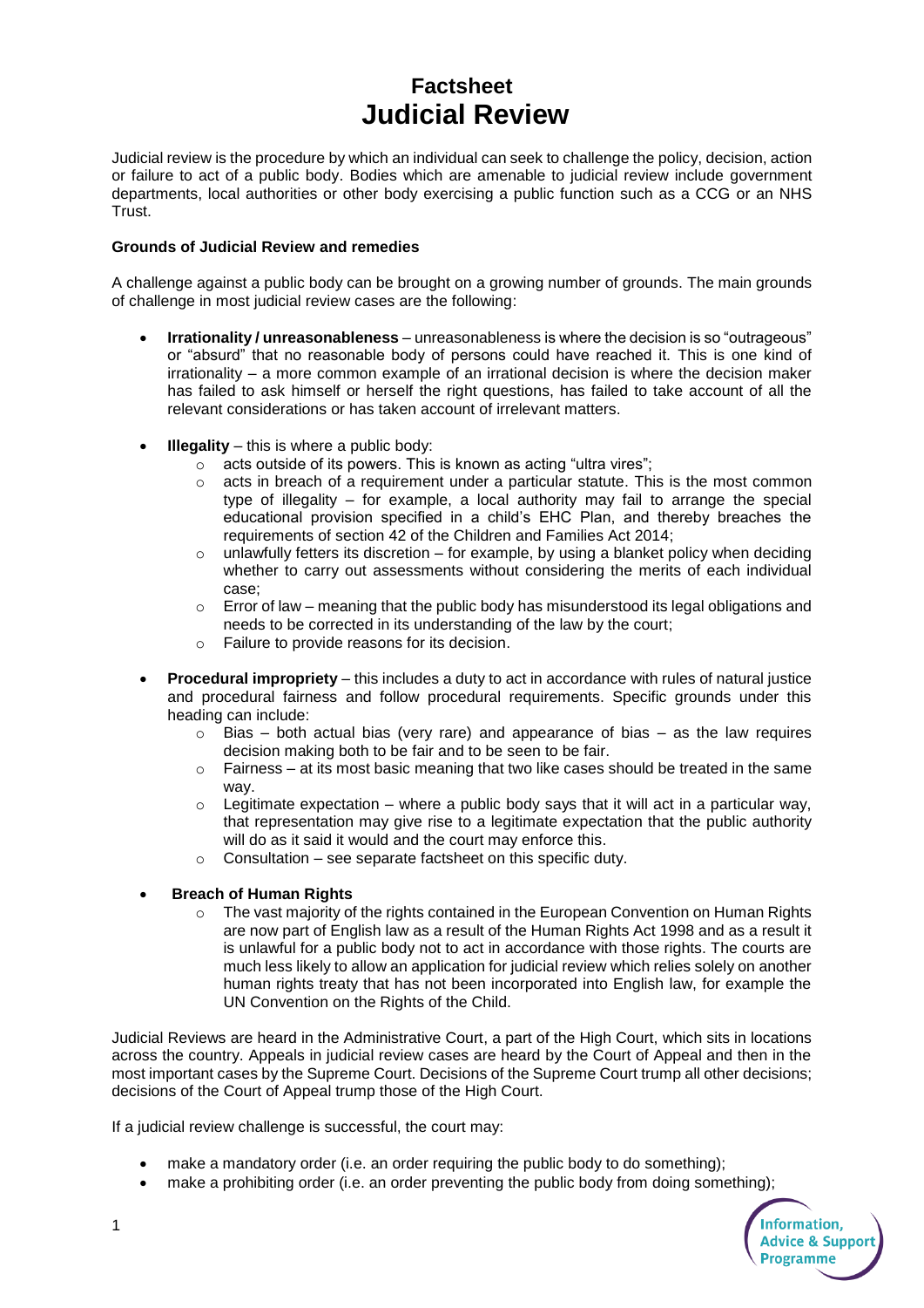# Factsheet
# Judicial Review

Judicial review is the procedure by which an individual can seek to challenge the policy, decision, action or failure to act of a public body. Bodies which are amenable to judicial review include government departments, local authorities or other body exercising a public function such as a CCG or an NHS Trust.

**Grounds of Judicial Review and remedies**

A challenge against a public body can be brought on a growing number of grounds. The main grounds of challenge in most judicial review cases are the following:

- **Irrationality / unreasonableness** – unreasonableness is where the decision is so "outrageous" or "absurd" that no reasonable body of persons could have reached it. This is one kind of irrationality – a more common example of an irrational decision is where the decision maker has failed to ask himself or herself the right questions, has failed to take account of all the relevant considerations or has taken account of irrelevant matters.

- **Illegality** – this is where a public body:
  - acts outside of its powers. This is known as acting "ultra vires";
  - acts in breach of a requirement under a particular statute. This is the most common type of illegality – for example, a local authority may fail to arrange the special educational provision specified in a child's EHC Plan, and thereby breaches the requirements of section 42 of the Children and Families Act 2014;
  - unlawfully fetters its discretion – for example, by using a blanket policy when deciding whether to carry out assessments without considering the merits of each individual case;
  - Error of law – meaning that the public body has misunderstood its legal obligations and needs to be corrected in its understanding of the law by the court;
  - Failure to provide reasons for its decision.

- **Procedural impropriety** – this includes a duty to act in accordance with rules of natural justice and procedural fairness and follow procedural requirements. Specific grounds under this heading can include:
  - Bias – both actual bias (very rare) and appearance of bias – as the law requires decision making both to be fair and to be seen to be fair.
  - Fairness – at its most basic meaning that two like cases should be treated in the same way.
  - Legitimate expectation – where a public body says that it will act in a particular way, that representation may give rise to a legitimate expectation that the public authority will do as it said it would and the court may enforce this.
  - Consultation – see separate factsheet on this specific duty.

- **Breach of Human Rights**
  - The vast majority of the rights contained in the European Convention on Human Rights are now part of English law as a result of the Human Rights Act 1998 and as a result it is unlawful for a public body not to act in accordance with those rights. The courts are much less likely to allow an application for judicial review which relies solely on another human rights treaty that has not been incorporated into English law, for example the UN Convention on the Rights of the Child.

Judicial Reviews are heard in the Administrative Court, a part of the High Court, which sits in locations across the country. Appeals in judicial review cases are heard by the Court of Appeal and then in the most important cases by the Supreme Court. Decisions of the Supreme Court trump all other decisions; decisions of the Court of Appeal trump those of the High Court.

If a judicial review challenge is successful, the court may:

- make a mandatory order (i.e. an order requiring the public body to do something);
- make a prohibiting order (i.e. an order preventing the public body from doing something);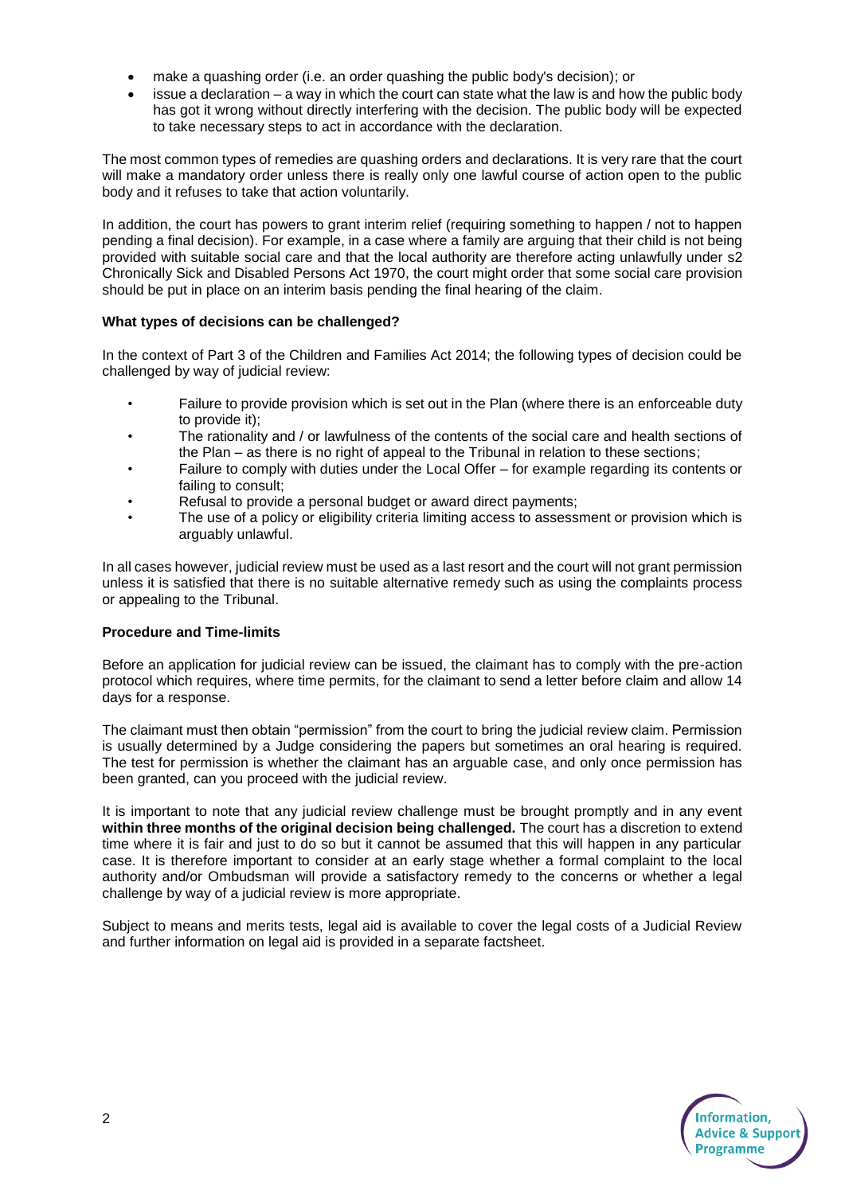- make a quashing order (i.e. an order quashing the public body's decision); or
- issue a declaration – a way in which the court can state what the law is and how the public body has got it wrong without directly interfering with the decision. The public body will be expected to take necessary steps to act in accordance with the declaration.

The most common types of remedies are quashing orders and declarations. It is very rare that the court will make a mandatory order unless there is really only one lawful course of action open to the public body and it refuses to take that action voluntarily.

In addition, the court has powers to grant interim relief (requiring something to happen / not to happen pending a final decision). For example, in a case where a family are arguing that their child is not being provided with suitable social care and that the local authority are therefore acting unlawfully under s2 Chronically Sick and Disabled Persons Act 1970, the court might order that some social care provision should be put in place on an interim basis pending the final hearing of the claim.

**What types of decisions can be challenged?**

In the context of Part 3 of the Children and Families Act 2014; the following types of decision could be challenged by way of judicial review:

- Failure to provide provision which is set out in the Plan (where there is an enforceable duty to provide it);
- The rationality and / or lawfulness of the contents of the social care and health sections of the Plan – as there is no right of appeal to the Tribunal in relation to these sections;
- Failure to comply with duties under the Local Offer – for example regarding its contents or failing to consult;
- Refusal to provide a personal budget or award direct payments;
- The use of a policy or eligibility criteria limiting access to assessment or provision which is arguably unlawful.

In all cases however, judicial review must be used as a last resort and the court will not grant permission unless it is satisfied that there is no suitable alternative remedy such as using the complaints process or appealing to the Tribunal.

**Procedure and Time-limits**

Before an application for judicial review can be issued, the claimant has to comply with the pre-action protocol which requires, where time permits, for the claimant to send a letter before claim and allow 14 days for a response.

The claimant must then obtain "permission" from the court to bring the judicial review claim. Permission is usually determined by a Judge considering the papers but sometimes an oral hearing is required. The test for permission is whether the claimant has an arguable case, and only once permission has been granted, can you proceed with the judicial review.

It is important to note that any judicial review challenge must be brought promptly and in any event **within three months of the original decision being challenged.** The court has a discretion to extend time where it is fair and just to do so but it cannot be assumed that this will happen in any particular case. It is therefore important to consider at an early stage whether a formal complaint to the local authority and/or Ombudsman will provide a satisfactory remedy to the concerns or whether a legal challenge by way of a judicial review is more appropriate.

Subject to means and merits tests, legal aid is available to cover the legal costs of a Judicial Review and further information on legal aid is provided in a separate factsheet.